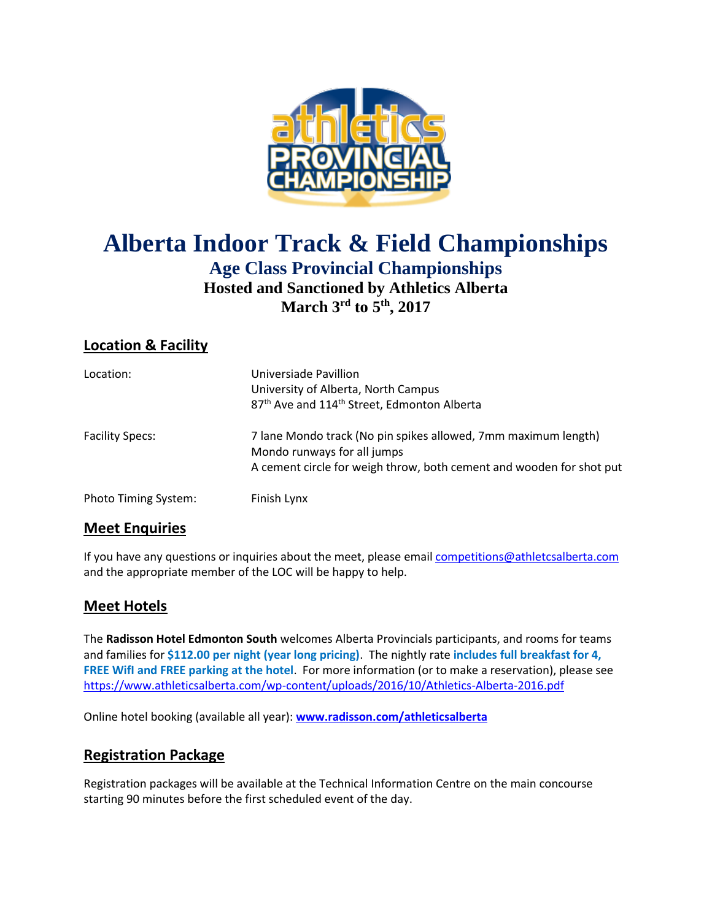# Alberta Indoor Track & Field Championships

## Age Class Provincial Championships

### Hosted and Sanctioned by Athletics Alberta

### March 3rd to 5th, 2017

## Location & Facility

| | |
|---|---|
| Location: | Universiade Pavillion<br>University of Alberta, North Campus<br>87th Ave and 114th Street, Edmonton Alberta |
| Facility Specs: | 7 lane Mondo track (No pin spikes allowed, 7mm maximum length)<br>Mondo runways for all jumps<br>A cement circle for weigh throw, both cement and wooden for shot put |
| Photo Timing System: | Finish Lynx |

## Meet Enquiries

If you have any questions or inquiries about the meet, please email competitions@athletcsalberta.com and the appropriate member of the LOC will be happy to help.

## Meet Hotels

The **Radisson Hotel Edmonton South** welcomes Alberta Provincials participants, and rooms for teams and families for **$112.00 per night (year long pricing)**. The nightly rate **includes full breakfast for 4, FREE WifI and FREE parking at the hotel**. For more information (or to make a reservation), please see https://www.athleticsalberta.com/wp-content/uploads/2016/10/Athletics-Alberta-2016.pdf

Online hotel booking (available all year): **www.radisson.com/athleticsalberta**

## Registration Package

Registration packages will be available at the Technical Information Centre on the main concourse starting 90 minutes before the first scheduled event of the day.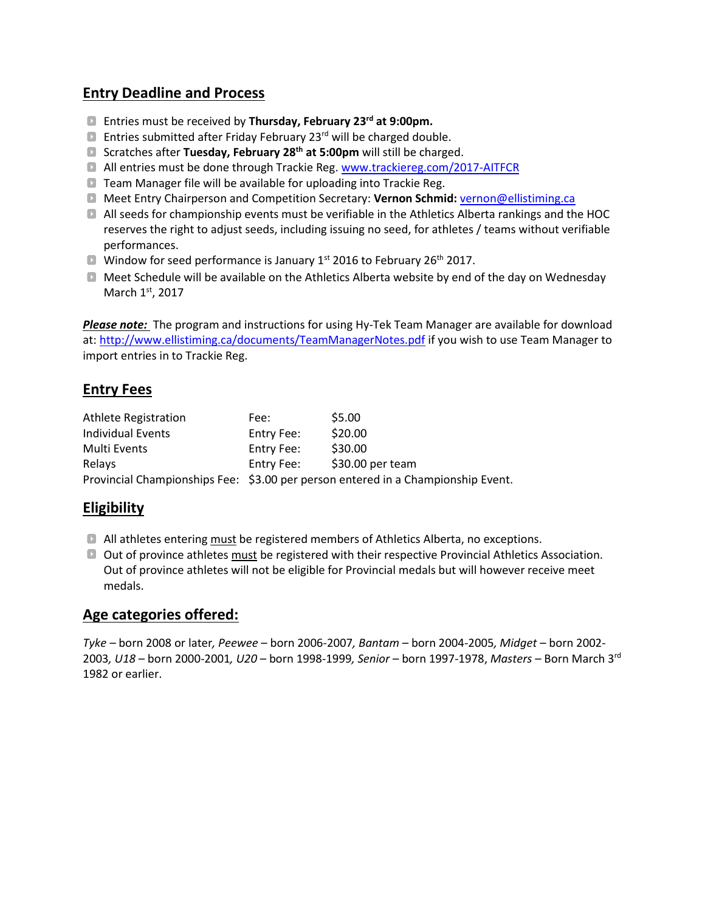## Entry Deadline and Process

- Entries must be received by **Thursday, February 23rd at 9:00pm.**
- Entries submitted after Friday February 23rd will be charged double.
- Scratches after **Tuesday, February 28th at 5:00pm** will still be charged.
- All entries must be done through Trackie Reg. [www.trackiereg.com/2017-AITFCR](www.trackiereg.com/2017-AITFCR)
- Team Manager file will be available for uploading into Trackie Reg.
- Meet Entry Chairperson and Competition Secretary: **Vernon Schmid:** [vernon@ellistiming.ca](mailto:vernon@ellistiming.ca)
- All seeds for championship events must be verifiable in the Athletics Alberta rankings and the HOC reserves the right to adjust seeds, including issuing no seed, for athletes / teams without verifiable performances.
- Window for seed performance is January 1st 2016 to February 26th 2017.
- Meet Schedule will be available on the Athletics Alberta website by end of the day on Wednesday March 1st, 2017

***Please note:*** The program and instructions for using Hy-Tek Team Manager are available for download at: [http://www.ellistiming.ca/documents/TeamManagerNotes.pdf](http://www.ellistiming.ca/documents/TeamManagerNotes.pdf) if you wish to use Team Manager to import entries in to Trackie Reg.

## Entry Fees

| | | |
|---|---|---|
| Athlete Registration | Fee: | $5.00 |
| Individual Events | Entry Fee: | $20.00 |
| Multi Events | Entry Fee: | $30.00 |
| Relays | Entry Fee: | $30.00 per team |

Provincial Championships Fee: $3.00 per person entered in a Championship Event.

## Eligibility

- All athletes entering must be registered members of Athletics Alberta, no exceptions.
- Out of province athletes must be registered with their respective Provincial Athletics Association. Out of province athletes will not be eligible for Provincial medals but will however receive meet medals.

## Age categories offered:

*Tyke* – born 2008 or later, *Peewee* – born 2006-2007, *Bantam* – born 2004-2005, *Midget* – born 2002-2003, *U18* – born 2000-2001, *U20* – born 1998-1999, *Senior* – born 1997-1978, *Masters* – Born March 3rd 1982 or earlier.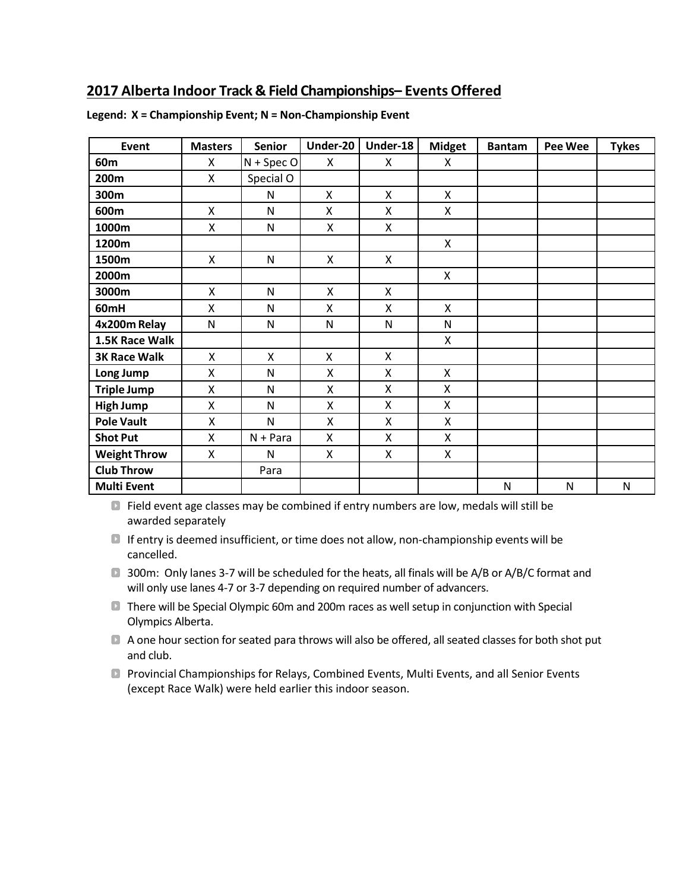## 2017 Alberta Indoor Track & Field Championships– Events Offered

**Legend: X = Championship Event; N = Non-Championship Event**

| Event | Masters | Senior | Under-20 | Under-18 | Midget | Bantam | Pee Wee | Tykes |
|---|---|---|---|---|---|---|---|---|
| **60m** | X | N + Spec O | X | X | X | | | |
| **200m** | X | Special O | | | | | | |
| **300m** | | N | X | X | X | | | |
| **600m** | X | N | X | X | X | | | |
| **1000m** | X | N | X | X | | | | |
| **1200m** | | | | | X | | | |
| **1500m** | X | N | X | X | | | | |
| **2000m** | | | | | X | | | |
| **3000m** | X | N | X | X | | | | |
| **60mH** | X | N | X | X | X | | | |
| **4x200m Relay** | N | N | N | N | N | | | |
| **1.5K Race Walk** | | | | | X | | | |
| **3K Race Walk** | X | X | X | X | | | | |
| **Long Jump** | X | N | X | X | X | | | |
| **Triple Jump** | X | N | X | X | X | | | |
| **High Jump** | X | N | X | X | X | | | |
| **Pole Vault** | X | N | X | X | X | | | |
| **Shot Put** | X | N + Para | X | X | X | | | |
| **Weight Throw** | X | N | X | X | X | | | |
| **Club Throw** | | Para | | | | | | |
| **Multi Event** | | | | | | N | N | N |

- Field event age classes may be combined if entry numbers are low, medals will still be awarded separately
- If entry is deemed insufficient, or time does not allow, non-championship events will be cancelled.
- 300m: Only lanes 3-7 will be scheduled for the heats, all finals will be A/B or A/B/C format and will only use lanes 4-7 or 3-7 depending on required number of advancers.
- There will be Special Olympic 60m and 200m races as well setup in conjunction with Special Olympics Alberta.
- A one hour section for seated para throws will also be offered, all seated classes for both shot put and club.
- Provincial Championships for Relays, Combined Events, Multi Events, and all Senior Events (except Race Walk) were held earlier this indoor season.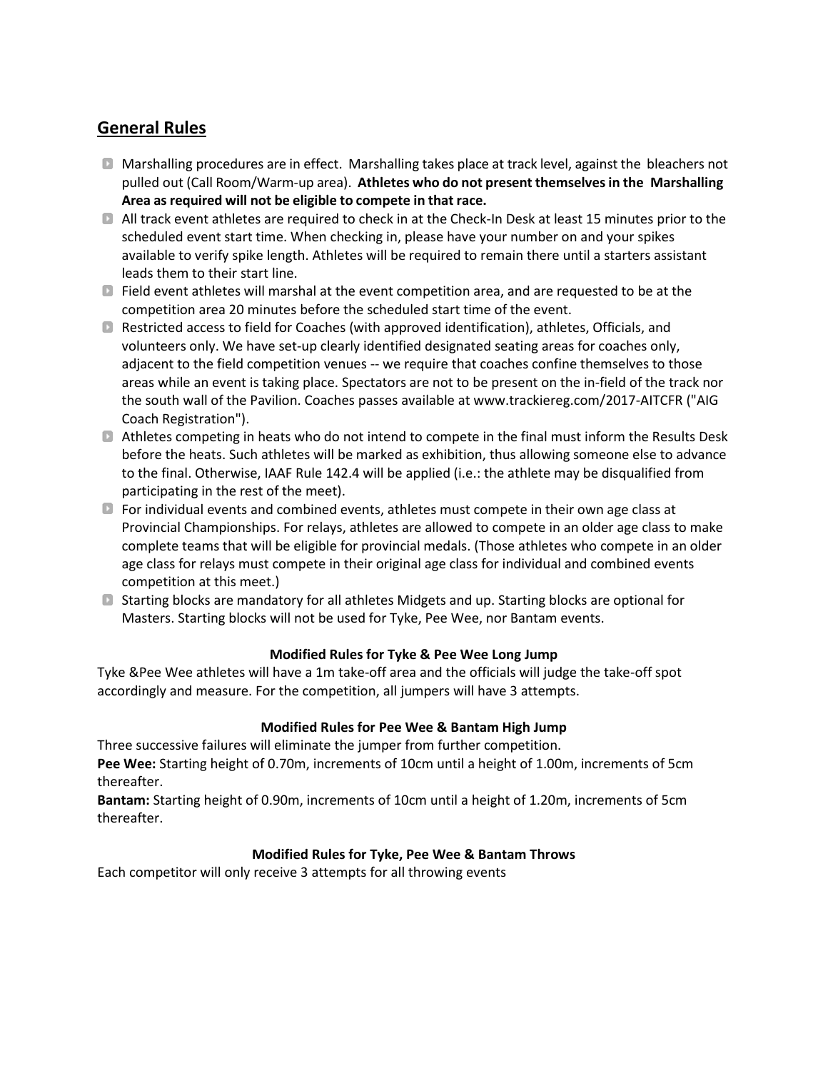## General Rules

- Marshalling procedures are in effect. Marshalling takes place at track level, against the bleachers not pulled out (Call Room/Warm-up area). **Athletes who do not present themselves in the Marshalling Area as required will not be eligible to compete in that race.**
- All track event athletes are required to check in at the Check-In Desk at least 15 minutes prior to the scheduled event start time. When checking in, please have your number on and your spikes available to verify spike length. Athletes will be required to remain there until a starters assistant leads them to their start line.
- Field event athletes will marshal at the event competition area, and are requested to be at the competition area 20 minutes before the scheduled start time of the event.
- Restricted access to field for Coaches (with approved identification), athletes, Officials, and volunteers only. We have set-up clearly identified designated seating areas for coaches only, adjacent to the field competition venues -- we require that coaches confine themselves to those areas while an event is taking place. Spectators are not to be present on the in-field of the track nor the south wall of the Pavilion. Coaches passes available at www.trackiereg.com/2017-AITCFR ("AIG Coach Registration").
- Athletes competing in heats who do not intend to compete in the final must inform the Results Desk before the heats. Such athletes will be marked as exhibition, thus allowing someone else to advance to the final. Otherwise, IAAF Rule 142.4 will be applied (i.e.: the athlete may be disqualified from participating in the rest of the meet).
- For individual events and combined events, athletes must compete in their own age class at Provincial Championships. For relays, athletes are allowed to compete in an older age class to make complete teams that will be eligible for provincial medals. (Those athletes who compete in an older age class for relays must compete in their original age class for individual and combined events competition at this meet.)
- Starting blocks are mandatory for all athletes Midgets and up. Starting blocks are optional for Masters. Starting blocks will not be used for Tyke, Pee Wee, nor Bantam events.

**Modified Rules for Tyke & Pee Wee Long Jump**

Tyke &Pee Wee athletes will have a 1m take-off area and the officials will judge the take-off spot accordingly and measure. For the competition, all jumpers will have 3 attempts.

**Modified Rules for Pee Wee & Bantam High Jump**

Three successive failures will eliminate the jumper from further competition.

**Pee Wee:** Starting height of 0.70m, increments of 10cm until a height of 1.00m, increments of 5cm thereafter.

**Bantam:** Starting height of 0.90m, increments of 10cm until a height of 1.20m, increments of 5cm thereafter.

**Modified Rules for Tyke, Pee Wee & Bantam Throws**

Each competitor will only receive 3 attempts for all throwing events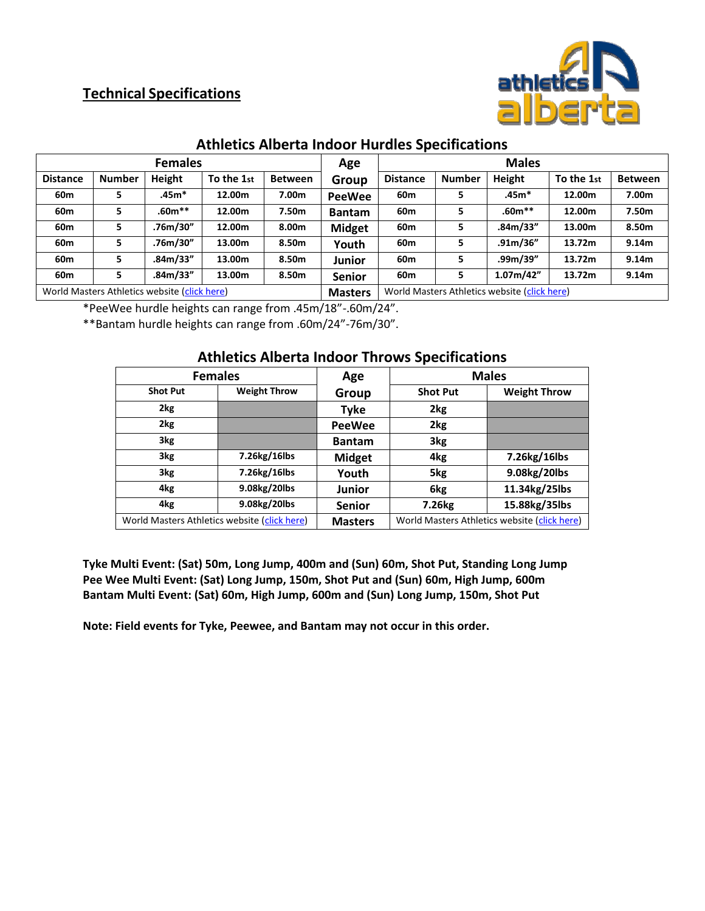## Technical Specifications

### Athletics Alberta Indoor Hurdles Specifications

| Females | | | | | Age Group | Males | | | | |
|---|---|---|---|---|---|---|---|---|---|---|
| Distance | Number | Height | To the 1st | Between | | Distance | Number | Height | To the 1st | Between |
| 60m | 5 | .45m* | 12.00m | 7.00m | PeeWee | 60m | 5 | .45m* | 12.00m | 7.00m |
| 60m | 5 | .60m** | 12.00m | 7.50m | Bantam | 60m | 5 | .60m** | 12.00m | 7.50m |
| 60m | 5 | .76m/30" | 12.00m | 8.00m | Midget | 60m | 5 | .84m/33" | 13.00m | 8.50m |
| 60m | 5 | .76m/30" | 13.00m | 8.50m | Youth | 60m | 5 | .91m/36" | 13.72m | 9.14m |
| 60m | 5 | .84m/33" | 13.00m | 8.50m | Junior | 60m | 5 | .99m/39" | 13.72m | 9.14m |
| 60m | 5 | .84m/33" | 13.00m | 8.50m | Senior | 60m | 5 | 1.07m/42" | 13.72m | 9.14m |
| World Masters Athletics website (click here) | | | | | Masters | World Masters Athletics website (click here) | | | | |

*PeeWee hurdle heights can range from .45m/18"-.60m/24".
**Bantam hurdle heights can range from .60m/24"-76m/30".

### Athletics Alberta Indoor Throws Specifications

| Females | | Age Group | Males | |
|---|---|---|---|---|
| Shot Put | Weight Throw | | Shot Put | Weight Throw |
| 2kg | | Tyke | 2kg | |
| 2kg | | PeeWee | 2kg | |
| 3kg | | Bantam | 3kg | |
| 3kg | 7.26kg/16lbs | Midget | 4kg | 7.26kg/16lbs |
| 3kg | 7.26kg/16lbs | Youth | 5kg | 9.08kg/20lbs |
| 4kg | 9.08kg/20lbs | Junior | 6kg | 11.34kg/25lbs |
| 4kg | 9.08kg/20lbs | Senior | 7.26kg | 15.88kg/35lbs |
| World Masters Athletics website (click here) | | Masters | World Masters Athletics website (click here) | |

**Tyke Multi Event: (Sat) 50m, Long Jump, 400m and (Sun) 60m, Shot Put, Standing Long Jump**
**Pee Wee Multi Event: (Sat) Long Jump, 150m, Shot Put and (Sun) 60m, High Jump, 600m**
**Bantam Multi Event: (Sat) 60m, High Jump, 600m and (Sun) Long Jump, 150m, Shot Put**

**Note: Field events for Tyke, Peewee, and Bantam may not occur in this order.**